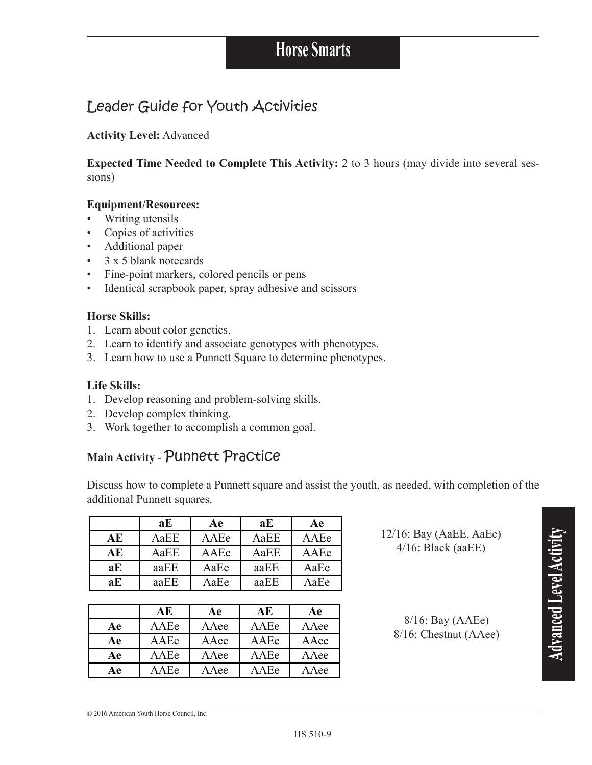# Horse Smarts

## Leader Guide for Youth Activities

**Activity Level:** Advanced

**Expected Time Needed to Complete This Activity:** 2 to 3 hours (may divide into several sessions)

**Equipment/Resources:**

- Writing utensils
- Copies of activities
- Additional paper
- 3 x 5 blank notecards
- Fine-point markers, colored pencils or pens
- Identical scrapbook paper, spray adhesive and scissors

**Horse Skills:**

1. Learn about color genetics.
2. Learn to identify and associate genotypes with phenotypes.
3. Learn how to use a Punnett Square to determine phenotypes.

**Life Skills:**

1. Develop reasoning and problem-solving skills.
2. Develop complex thinking.
3. Work together to accomplish a common goal.

### Main Activity - Punnett Practice

Discuss how to complete a Punnett square and assist the youth, as needed, with completion of the additional Punnett squares.

| | **aE** | **Ae** | **aE** | **Ae** |
|---|---|---|---|---|
| **AE** | AaEE | AAEe | AaEE | AAEe |
| **AE** | AaEE | AAEe | AaEE | AAEe |
| **aE** | aaEE | AaEe | aaEE | AaEe |
| **aE** | aaEE | AaEe | aaEE | AaEe |

12/16: Bay (AaEE, AaEe)
4/16: Black (aaEE)

| | **AE** | **Ae** | **AE** | **Ae** |
|---|---|---|---|---|
| **Ae** | AAEe | AAee | AAEe | AAee |
| **Ae** | AAEe | AAee | AAEe | AAee |
| **Ae** | AAEe | AAee | AAEe | AAee |
| **Ae** | AAEe | AAee | AAEe | AAee |

8/16: Bay (AAEe)
8/16: Chestnut (AAee)

Advanced Level Activity

© 2016 American Youth Horse Council, Inc.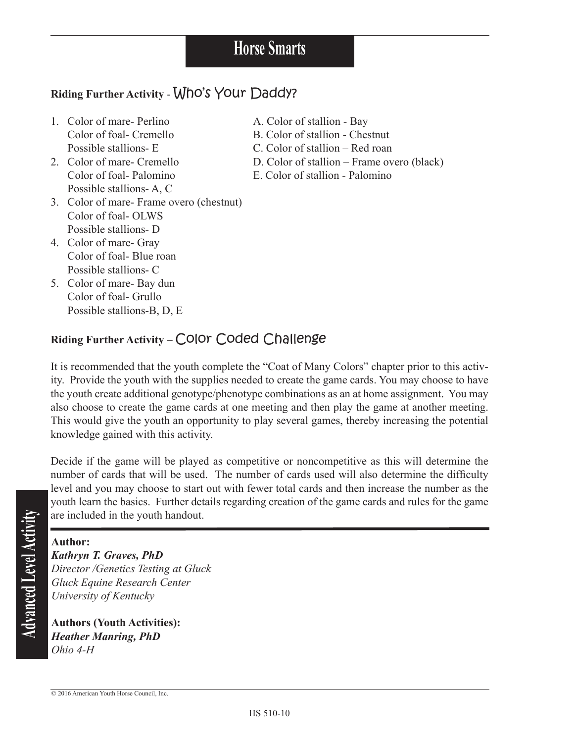# Horse Smarts

## Riding Further Activity - Who's Your Daddy?

1. Color of mare- Perlino
   Color of foal- Cremello
   Possible stallions- E
2. Color of mare- Cremello
   Color of foal- Palomino
   Possible stallions- A, C
3. Color of mare- Frame overo (chestnut)
   Color of foal- OLWS
   Possible stallions- D
4. Color of mare- Gray
   Color of foal- Blue roan
   Possible stallions- C
5. Color of mare- Bay dun
   Color of foal- Grullo
   Possible stallions-B, D, E

A. Color of stallion - Bay
B. Color of stallion - Chestnut
C. Color of stallion – Red roan
D. Color of stallion – Frame overo (black)
E. Color of stallion - Palomino

## Riding Further Activity – Color Coded Challenge

It is recommended that the youth complete the "Coat of Many Colors" chapter prior to this activity. Provide the youth with the supplies needed to create the game cards. You may choose to have the youth create additional genotype/phenotype combinations as an at home assignment. You may also choose to create the game cards at one meeting and then play the game at another meeting. This would give the youth an opportunity to play several games, thereby increasing the potential knowledge gained with this activity.

Decide if the game will be played as competitive or noncompetitive as this will determine the number of cards that will be used. The number of cards used will also determine the difficulty level and you may choose to start out with fewer total cards and then increase the number as the youth learn the basics. Further details regarding creation of the game cards and rules for the game are included in the youth handout.

**Author:**
***Kathryn T. Graves, PhD***
*Director /Genetics Testing at Gluck*
*Gluck Equine Research Center*
*University of Kentucky*

**Authors (Youth Activities):**
***Heather Manring, PhD***
*Ohio 4-H*

Advanced Level Activity

© 2016 American Youth Horse Council, Inc.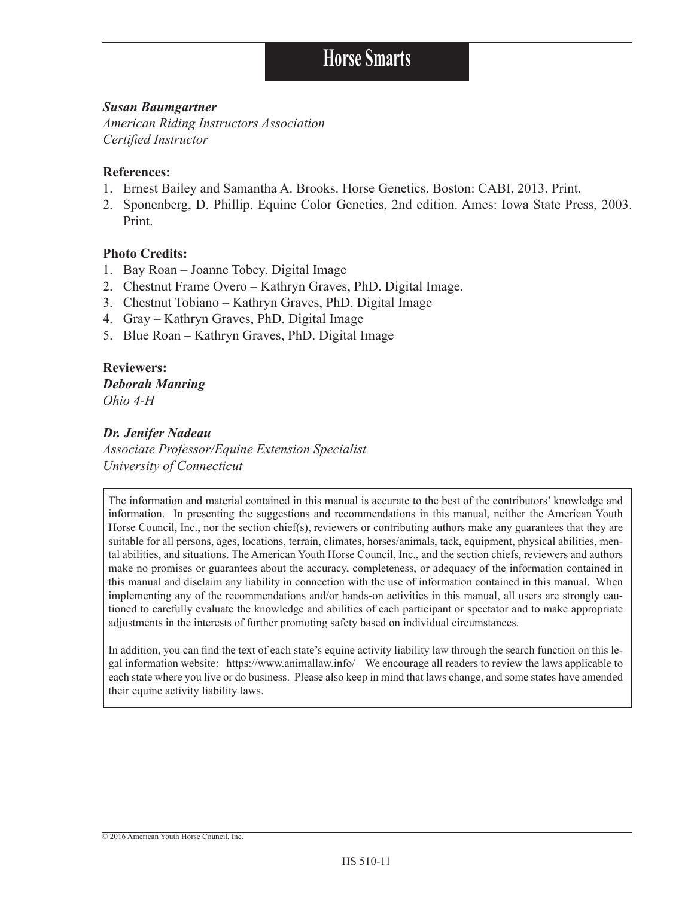***Susan Baumgartner***
*American Riding Instructors Association*
*Certified Instructor*

**References:**

1. Ernest Bailey and Samantha A. Brooks. Horse Genetics. Boston: CABI, 2013. Print.
2. Sponenberg, D. Phillip. Equine Color Genetics, 2nd edition. Ames: Iowa State Press, 2003. Print.

**Photo Credits:**

1. Bay Roan – Joanne Tobey. Digital Image
2. Chestnut Frame Overo – Kathryn Graves, PhD. Digital Image.
3. Chestnut Tobiano – Kathryn Graves, PhD. Digital Image
4. Gray – Kathryn Graves, PhD. Digital Image
5. Blue Roan – Kathryn Graves, PhD. Digital Image

**Reviewers:**

***Deborah Manring***
*Ohio 4-H*

***Dr. Jenifer Nadeau***
*Associate Professor/Equine Extension Specialist*
*University of Connecticut*

The information and material contained in this manual is accurate to the best of the contributors' knowledge and information. In presenting the suggestions and recommendations in this manual, neither the American Youth Horse Council, Inc., nor the section chief(s), reviewers or contributing authors make any guarantees that they are suitable for all persons, ages, locations, terrain, climates, horses/animals, tack, equipment, physical abilities, mental abilities, and situations. The American Youth Horse Council, Inc., and the section chiefs, reviewers and authors make no promises or guarantees about the accuracy, completeness, or adequacy of the information contained in this manual and disclaim any liability in connection with the use of information contained in this manual. When implementing any of the recommendations and/or hands-on activities in this manual, all users are strongly cautioned to carefully evaluate the knowledge and abilities of each participant or spectator and to make appropriate adjustments in the interests of further promoting safety based on individual circumstances.

In addition, you can find the text of each state's equine activity liability law through the search function on this legal information website: https://www.animallaw.info/ We encourage all readers to review the laws applicable to each state where you live or do business. Please also keep in mind that laws change, and some states have amended their equine activity liability laws.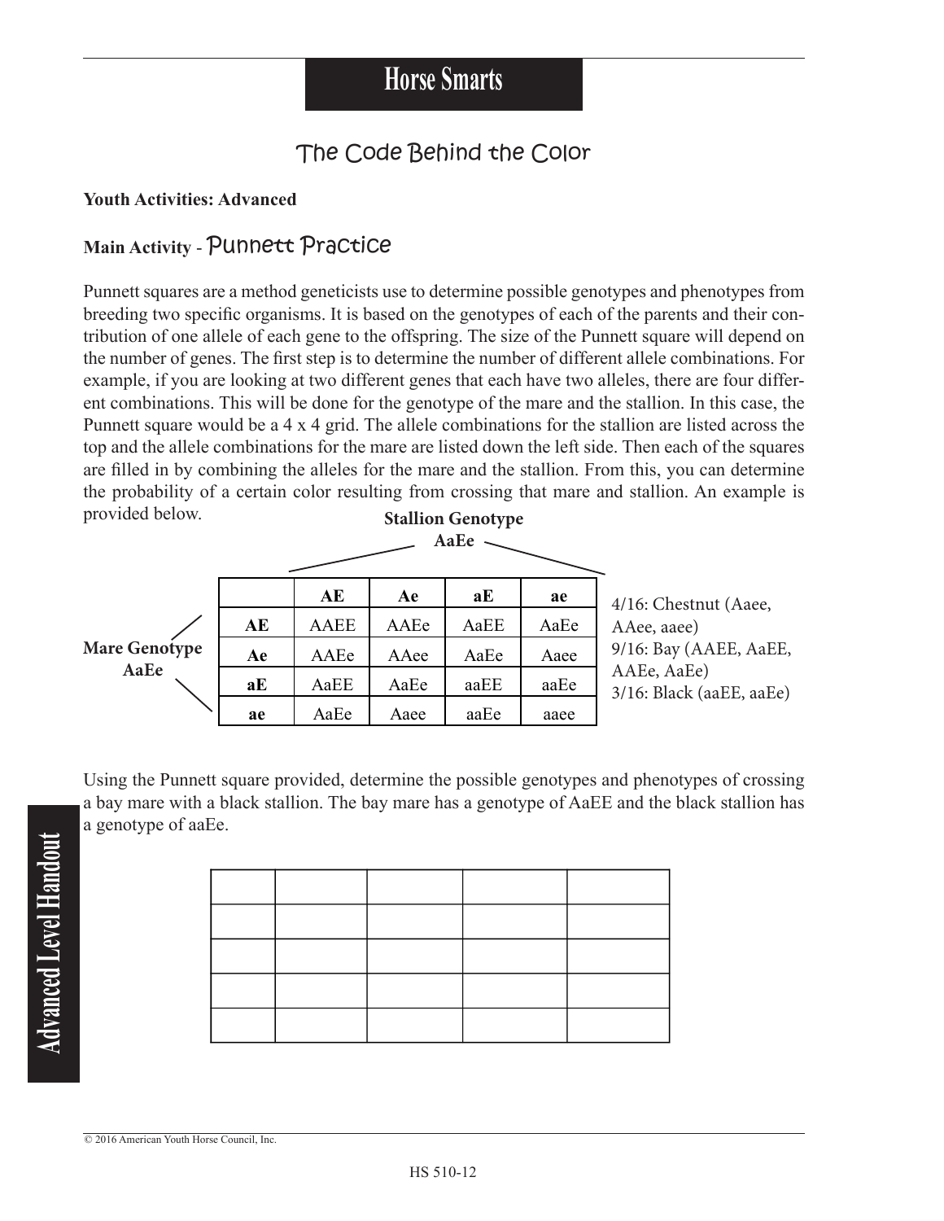# Horse Smarts

## The Code Behind the Color

**Youth Activities: Advanced**

### Main Activity - Punnett Practice

Punnett squares are a method geneticists use to determine possible genotypes and phenotypes from breeding two specific organisms. It is based on the genotypes of each of the parents and their contribution of one allele of each gene to the offspring. The size of the Punnett square will depend on the number of genes. The first step is to determine the number of different allele combinations. For example, if you are looking at two different genes that each have two alleles, there are four different combinations. This will be done for the genotype of the mare and the stallion. In this case, the Punnett square would be a 4 x 4 grid. The allele combinations for the stallion are listed across the top and the allele combinations for the mare are listed down the left side. Then each of the squares are filled in by combining the alleles for the mare and the stallion. From this, you can determine the probability of a certain color resulting from crossing that mare and stallion. An example is provided below.

**Stallion Genotype AaEe**

**Mare Genotype AaEe**

| | **AE** | **Ae** | **aE** | **ae** |
|---|---|---|---|---|
| **AE** | AAEE | AAEe | AaEE | AaEe |
| **Ae** | AAEe | AAee | AaEe | Aaee |
| **aE** | AaEE | AaEe | aaEE | aaEe |
| **ae** | AaEe | Aaee | aaEe | aaee |

4/16: Chestnut (Aaee, AAee, aaee)
9/16: Bay (AAEE, AaEE, AAEe, AaEe)
3/16: Black (aaEE, aaEe)

Using the Punnett square provided, determine the possible genotypes and phenotypes of crossing a bay mare with a black stallion. The bay mare has a genotype of AaEE and the black stallion has a genotype of aaEe.

| | | | | |
|---|---|---|---|---|
| | | | | |
| | | | | |
| | | | | |
| | | | | |

Advanced Level Handout

© 2016 American Youth Horse Council, Inc.

HS 510-12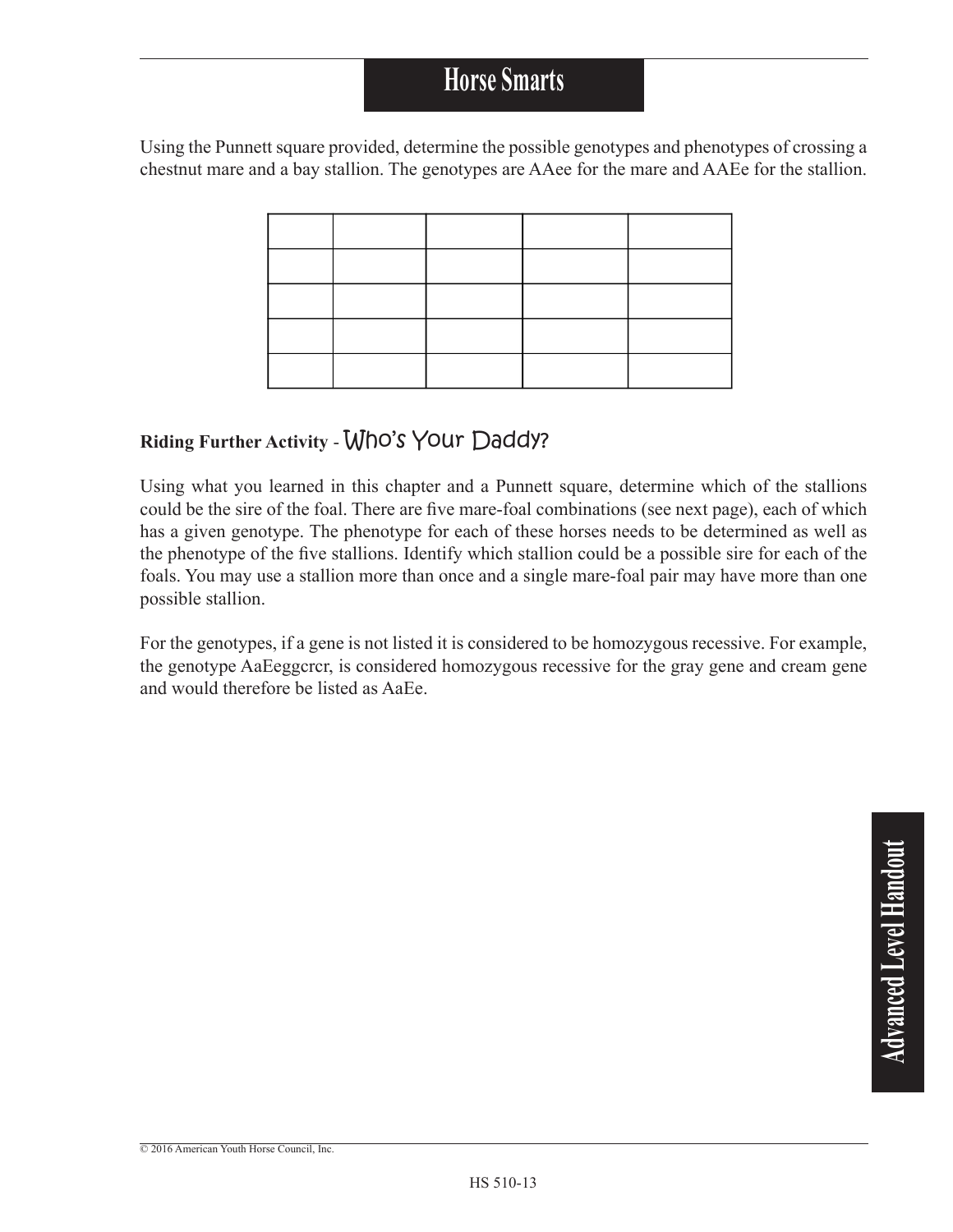# Horse Smarts

Using the Punnett square provided, determine the possible genotypes and phenotypes of crossing a chestnut mare and a bay stallion. The genotypes are AAee for the mare and AAEe for the stallion.

| | | | | |
|---|---|---|---|---|
| | | | | |
| | | | | |
| | | | | |
| | | | | |

## Riding Further Activity - Who's Your Daddy?

Using what you learned in this chapter and a Punnett square, determine which of the stallions could be the sire of the foal. There are five mare-foal combinations (see next page), each of which has a given genotype. The phenotype for each of these horses needs to be determined as well as the phenotype of the five stallions. Identify which stallion could be a possible sire for each of the foals. You may use a stallion more than once and a single mare-foal pair may have more than one possible stallion.

For the genotypes, if a gene is not listed it is considered to be homozygous recessive. For example, the genotype AaEeggcrcr, is considered homozygous recessive for the gray gene and cream gene and would therefore be listed as AaEe.

Advanced Level Handout

© 2016 American Youth Horse Council, Inc.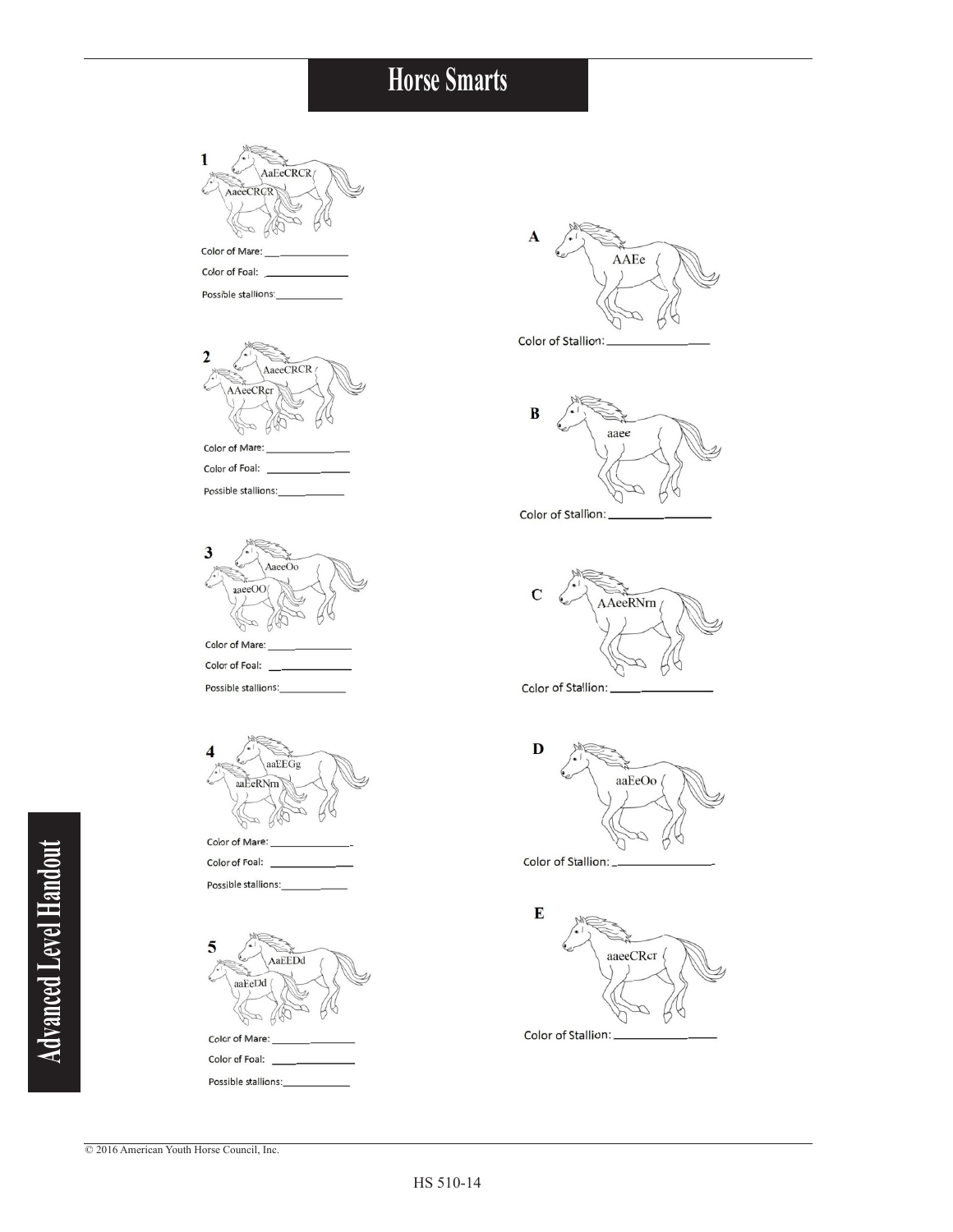# Horse Smarts

**1**

AaEeCRCR

AaeeCRCR

Color of Mare: ______________

Color of Foal: ______________

Possible stallions: ______________

**2**

AaeeCRCR

AAeeCRcr

Color of Mare: ______________

Color of Foal: ______________

Possible stallions: ______________

**3**

AaeeOo

aaeeOO

Color of Mare: ______________

Color of Foal: ______________

Possible stallions: ______________

**4**

aaEEGg

aaEeRNrn

Color of Mare: ______________

Color of Foal: ______________

Possible stallions: ______________

**5**

AaEEDd

aaEeDd

Color of Mare: ______________

Color of Foal: ______________

Possible stallions: ______________

**A**

AAEe

Color of Stallion: ______________

**B**

aaee

Color of Stallion: ______________

**C**

AAeeRNrn

Color of Stallion: ______________

**D**

aaEeOo

Color of Stallion: ______________

**E**

aaeeCRcr

Color of Stallion: ______________

Advanced Level Handout

© 2016 American Youth Horse Council, Inc.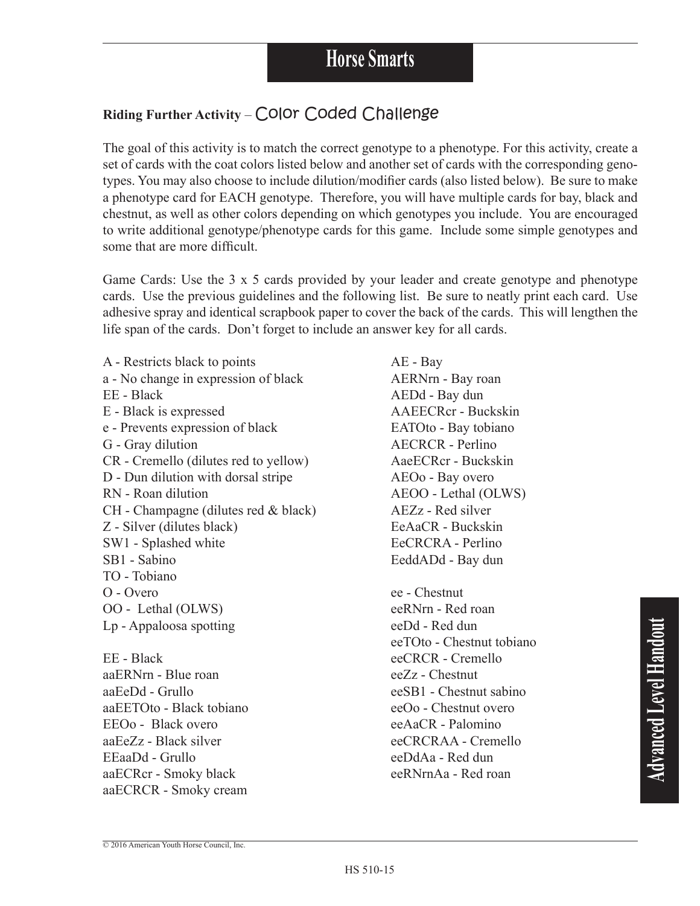## Riding Further Activity – Color Coded Challenge

The goal of this activity is to match the correct genotype to a phenotype. For this activity, create a set of cards with the coat colors listed below and another set of cards with the corresponding genotypes. You may also choose to include dilution/modifier cards (also listed below). Be sure to make a phenotype card for EACH genotype. Therefore, you will have multiple cards for bay, black and chestnut, as well as other colors depending on which genotypes you include. You are encouraged to write additional genotype/phenotype cards for this game. Include some simple genotypes and some that are more difficult.

Game Cards: Use the 3 x 5 cards provided by your leader and create genotype and phenotype cards. Use the previous guidelines and the following list. Be sure to neatly print each card. Use adhesive spray and identical scrapbook paper to cover the back of the cards. This will lengthen the life span of the cards. Don't forget to include an answer key for all cards.

A - Restricts black to points
a - No change in expression of black
EE - Black
E - Black is expressed
e - Prevents expression of black
G - Gray dilution
CR - Cremello (dilutes red to yellow)
D - Dun dilution with dorsal stripe
RN - Roan dilution
CH - Champagne (dilutes red & black)
Z - Silver (dilutes black)
SW1 - Splashed white
SB1 - Sabino
TO - Tobiano
O - Overo
OO - Lethal (OLWS)
Lp - Appaloosa spotting

EE - Black
aaERNrn - Blue roan
aaEeDd - Grullo
aaEETOto - Black tobiano
EEOo - Black overo
aaEeZz - Black silver
EEaaDd - Grullo
aaECRcr - Smoky black
aaECRCR - Smoky cream

AE - Bay
AERNrn - Bay roan
AEDd - Bay dun
AAEECRcr - Buckskin
EATOto - Bay tobiano
AECRCR - Perlino
AaeECRcr - Buckskin
AEOo - Bay overo
AEOO - Lethal (OLWS)
AEZz - Red silver
EeAaCR - Buckskin
EeCRCRA - Perlino
EeddADd - Bay dun

ee - Chestnut
eeRNrn - Red roan
eeDd - Red dun
eeTOto - Chestnut tobiano
eeCRCR - Cremello
eeZz - Chestnut
eeSB1 - Chestnut sabino
eeOo - Chestnut overo
eeAaCR - Palomino
eeCRCRAA - Cremello
eeDdAa - Red dun
eeRNrnAa - Red roan

© 2016 American Youth Horse Council, Inc.